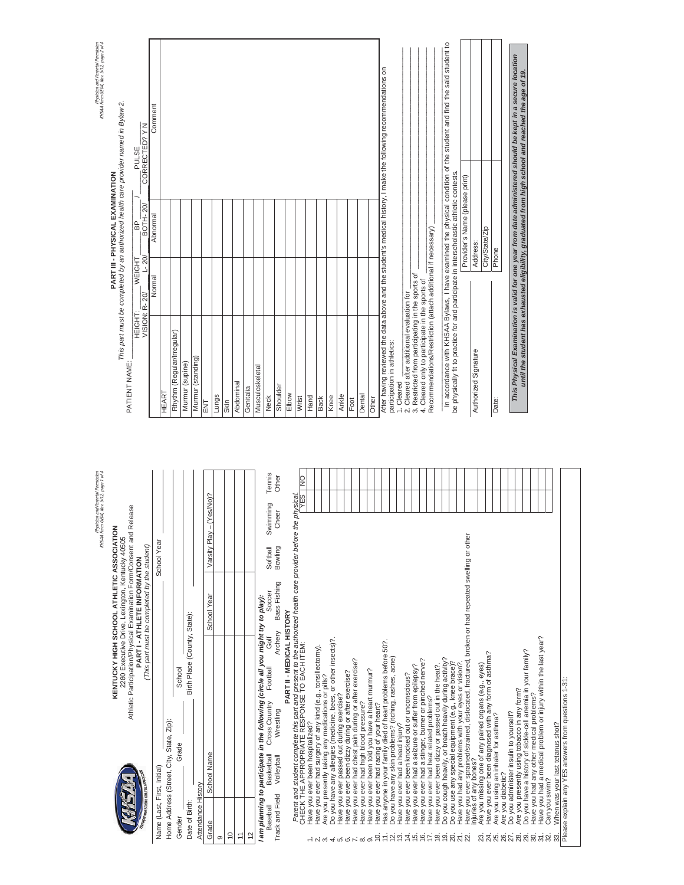# KENTUCKY HIGH SCHOOL ATHLETIC ASSOCIATION

2280 Executive Drive, Lexington, Kentucky 40505

Athletic Participation/Physical Examination Form/Consent and Release

## PART I - ATHLETE INFORMATION

*(This part must be completed by the student)*

Name (Last, First, Initial) ______________________ School Year ____________

Home Address (Street, City, State, Zip): ______________________

Gender ______ Grade ______ School ______________________

Date of Birth: ______________ Birth Place (County, State): ______________

Attendance History

| Grade | School Name | School Year | Varsity Play – (Yes/No)? |
|---|---|---|---|
| 9 | | | |
| 10 | | | |
| 11 | | | |
| 12 | | | |

***I am planning to participate in the following (circle all you might try to play):***

Baseball Basketball Cross Country Football Golf Soccer Softball Swimming Tennis
Track and Field Volleyball Wrestling Archery Bass Fishing Bowling Cheer Other

## PART II - MEDICAL HISTORY

*Parent and student complete this part and present to the authorized health care provider before the physical.*

CHECK THE APPROPRIATE RESPONSE TO EACH ITEM:

| | Item | YES | NO |
|---|---|---|---|
| 1. | Have you ever been hospitalized? | | |
| 2. | Have you ever had surgery of any kind (e.g., tonsillectomy). | | |
| 3. | Are you presently taking any medications or pills? | | |
| 4. | Do you have any allergies (medicine, bees, or other insects)?. | | |
| 5. | Have you ever passed out during exercise? | | |
| 6. | Have you ever been dizzy during or after exercise? | | |
| 7. | Have you ever had chest pain during or after exercise? | | |
| 8. | Have you ever had high blood pressure? | | |
| 9. | Have you ever been told you have a heart murmur? | | |
| 10. | Have you ever had racing of your heart? | | |
| 11. | Has anyone in your family died of heart problems before 50?. | | |
| 12. | Do you have any skin problems? (itching, rashes, acne) | | |
| 13. | Have you ever had a head injury? | | |
| 14. | Have you ever been knocked out or unconscious? | | |
| 15. | Have you ever had a seizure or suffer from epilepsy? | | |
| 16. | Have you ever had a stinger, burner or pinched nerve? | | |
| 17. | Have you ever had heat related problems? | | |
| 18. | Have you ever been dizzy or passed out in the heat?. | | |
| 19. | Do you cough heavily, or breath heavily during activity? | | |
| 20. | Do you use any special equipment (e.g., knee brace)? | | |
| 21. | Have you had any problems with your eyes or vision? | | |
| 22. | Have you ever sprained/strained, dislocated, fractured, broken or had repeated swelling or other injuries of any bones? | | |
| 23. | Are you missing one of any paired organs (e.g., eyes) | | |
| 24. | Have you ever been diagnosed with any form of asthma? | | |
| 25. | Are you using an inhaler for asthma? | | |
| 26. | Are you diabetic? | | |
| 27. | Do you administer insulin to yourself? | | |
| 28. | Are you presently using tobacco in any form? | | |
| 29. | Do you have a history of sickle-cell anemia in your family? | | |
| 30. | Have you had any other medical problems? | | |
| 31. | Have you had a medical problem or injury within the last year? | | |
| 32. | Can you swim? | | |
| 33. | When was your last tetanus shot? | | |

Please explain any YES answers from questions 1-31:

## PART III - PHYSICAL EXAMINATION

*This part must be completed by an authorized health care provider named in Bylaw 2.*

PATIENT NAME: ______ HEIGHT: ______ WEIGHT ______ BP ______ / ______ PULSE ______

VISION: R- 20/ ______ L- 20/ ______ BOTH- 20/ ______ CORRECTED? Y N

| | Normal | Abnormal | Comment |
|---|---|---|---|
| HEART | | | |
| Rhythm (Regular/Irregular) | | | |
| Murmur (supine) | | | |
| Murmur (standing) | | | |
| ENT | | | |
| Lungs | | | |
| Skin | | | |
| Abdominal | | | |
| Genitalia | | | |
| Musculoskeletal | | | |
| Neck | | | |
| Shoulder | | | |
| Elbow | | | |
| Wrist | | | |
| Hand | | | |
| Back | | | |
| Knee | | | |
| Ankle | | | |
| Foot | | | |
| Dental | | | |
| Other | | | |

After having reviewed the data above and the student's medical history, I make the following recommendations on participation in athletics:

1. Cleared
2. Cleared after additional evaluation for ______________________
3. Restricted from participating in the sports of ______________________
4. Cleared only to participate in the sports of ______________________

Recommendations/Restriction (attach additional if necessary) ______________________

In accordance with KHSAA Bylaws, I have examined the physical condition of the student and find the said student to be physically fit to practice for and participate in interscholastic athletic contests.

| | |
|---|---|
| Authorized Signature | Provider's Name (please print) |
| | Address: |
| | City/State/Zip |
| Date: | Phone |

***This Physical Examination is valid for one year from date administered should be kept in a secure location until the student has exhausted eligibility, graduated from high school and reached the age of 19.***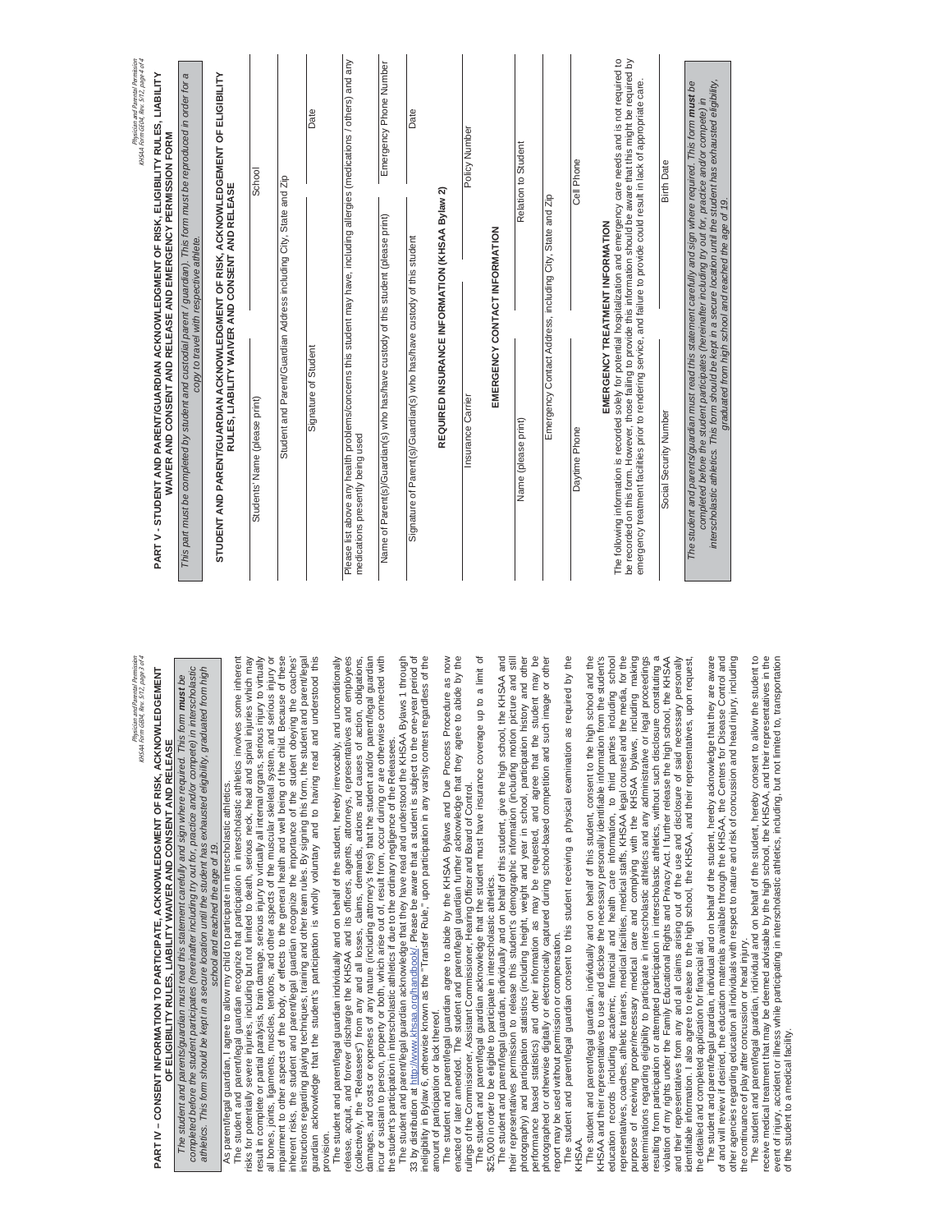# PART IV – CONSENT INFORMATION TO PARTICIPATE, ACKNOWLEDGMENT OF RISK, ACKNOWLEDGEMENT OF ELIGIBILITY RULES, LIABILITY WAIVER AND CONSENT AND RELEASE

*The student and parents/guardian must read this statement carefully and sign where required. This form **must** be completed before the student participates (hereinafter including try out for, practice and/or compete) in interscholastic athletics. This form should be kept in a secure location until the student has exhausted eligibility, graduated from high school and reached the age of 19.*

As parent/legal guardian, I agree to allow my child to participate in interscholastic athletics.

The student and parent/legal guardian recognize that participation in interscholastic athletics involves some inherent risks for potentially severe injuries, including but not limited to death, serious neck, head and spinal injuries which may result in complete or partial paralysis, brain damage, serious injury to virtually all internal organs, serious injury to virtually all bones, joints, ligaments, muscles, tendons, and other aspects of the muscular skeletal system, and serious injury or impairment to other aspects of the body, or effects to the general health and well being of the child. Because of these inherent risks, the student and parent/legal guardian recognize the importance of the student obeying the coaches' instructions regarding playing techniques, training and other team rules. By signing this form, the student and parent/legal guardian acknowledge that the student's participation is wholly voluntary and to having read and understood this provision.

The student and parent/legal guardian individually and on behalf of the student, hereby irrevocably, and unconditionally release, acquit, and forever discharge the KHSAA and its officers, agents, attorneys, representatives and employees (collectively, the "Releasees") from any and all losses, claims, demands, actions and causes of action, obligations, damages, and costs or expenses of any nature (including attorney's fees) that the student and/or parent/legal guardian incur or sustain to person, property or both, which arise out of, result from, occur during or are otherwise connected with the student's participation in interscholastic athletics if due to the ordinary negligence of the Releasees.

The student and parent/legal guardian acknowledge that they have read and understood the KHSAA Bylaws 1 through 33 by distribution at http://www.khsaa.org/handbook/. Please be aware that a student is subject to the one-year period of ineligibility in Bylaw 6, otherwise known as the "Transfer Rule," upon participation in any varsity contest regardless of the amount of participation or lack thereof.

The student and parent/legal guardian agree to abide by the KHSAA Bylaws and Due Process Procedure as now enacted or later amended. The student and parent/legal guardian further acknowledge that they agree to abide by the rulings of the Commissioner, Assistant Commissioner, Hearing Officer and Board of Control.

The student and parent/legal guardian acknowledge that the student must have insurance coverage up to a limit of $25,000 in order to be eligible to participate in interscholastic athletics.

The student and parent/legal guardian, individually and on behalf of this student, give the high school, the KHSAA and their representatives permission to release this student's demographic information (including motion picture and still photography) and participation statistics (including height, weight and year in school, participation history and other performance based statistics) and other information as may be requested, and agree that the student may be photographed or otherwise digitally or electronically captured during school-based competition and such image or other report may be used without permission or compensation.

The student and parent/legal guardian consent to this student receiving a physical examination as required by the KHSAA.

The student and parent/legal guardian, individually and on behalf of this student, consent to the high school and the KHSAA and their representatives to use and disclose the necessary personally identifiable information from the student's education records including academic, financial and health care information, to third parties including school representatives, coaches, athletic trainers, medical facilities, medical staffs, KHSAA legal counsel and the media, for the purpose of receiving proper/necessary medical care and complying with the KHSAA bylaws, including making determinations regarding eligibility to participate in interscholastic athletics and any administrative or legal proceedings resulting from participation or attempted participation in interscholastic athletics, without such disclosure constituting a violation of my rights under the Family Educational Rights and Privacy Act. I further release the high school, the KHSAA and their representatives from any and all claims arising out of the use and disclosure of said necessary personally identifiable information. I also agree to release to the high school, the KHSAA, and their representatives, upon request, the detailed and completed application for financial aid.

The student and parent/legal guardian, individual and on behalf of the student, hereby acknowledge that they are aware of and will review if desired, the education materials available through the KHSAA, the Centers for Disease Control and other agencies regarding education all individuals with respect to nature and risk of concussion and head injury, including the continuance of play after concussion or head injury.

The student and parent/legal guardian, individual and on behalf of the student, hereby consent to allow the student to receive medical treatment that may be deemed advisable by the high school, the KHSAA, and their representatives in the event of injury, accident or illness while participating in interscholastic athletics, including, but not limited to, transportation of the student to a medical facility.

# PART V - STUDENT AND PARENT/GUARDIAN ACKNOWLEDGMENT OF RISK, ELIGIBILITY RULES, LIABILITY WAIVER AND CONSENT AND RELEASE AND EMERGENCY PERMISSION FORM

*This part must be completed by student and custodial parent / guardian). This form must be reproduced in order for a copy to travel with respective athlete.*

## STUDENT AND PARENT/GUARDIAN ACKNOWLEDGMENT OF RISK, ACKNOWLEDGEMENT OF ELIGIBILITY RULES, LIABILITY WAIVER AND CONSENT AND RELEASE

Students' Name (please print) ____________________ School ____________________

Student and Parent/Guardian Address including City, State and Zip ____________________

Signature of Student ____________________ Date ____________________

Please list above any health problems/concerns this student may have, including allergies (medications / others) and any medications presently being used

Name of Parent(s)/Guardian(s) who has/have custody of this student (please print) ____________________ Emergency Phone Number ____________________

Signature of Parent(s)/Guardian(s) who has/have custody of this student ____________________ Date ____________________

## REQUIRED INSURANCE INFORMATION (KHSAA Bylaw 2)

Insurance Carrier ____________________ Policy Number ____________________

## EMERGENCY CONTACT INFORMATION

Name (please print) ____________________ Relation to Student ____________________

Emergency Contact Address, including City, State and Zip ____________________

Daytime Phone ____________________ Cell Phone ____________________

## EMERGENCY TREATMENT INFORMATION

The following information is recorded solely for potential hospitalization and emergency care needs and is not required to be recorded on this form. However, those failing to provide this information should be aware that this might be required by emergency treatment facilities prior to rendering service, and failure to provide could result in lack of appropriate care.

Social Security Number ____________________ Birth Date ____________________

*The student and parents/guardian must read this statement carefully and sign where required. This form **must** be completed before the student participates (hereinafter including try out for, practice and/or compete) in interscholastic athletics. This form should be kept in a secure location until the student has exhausted eligibility, graduated from high school and reached the age of 19.*